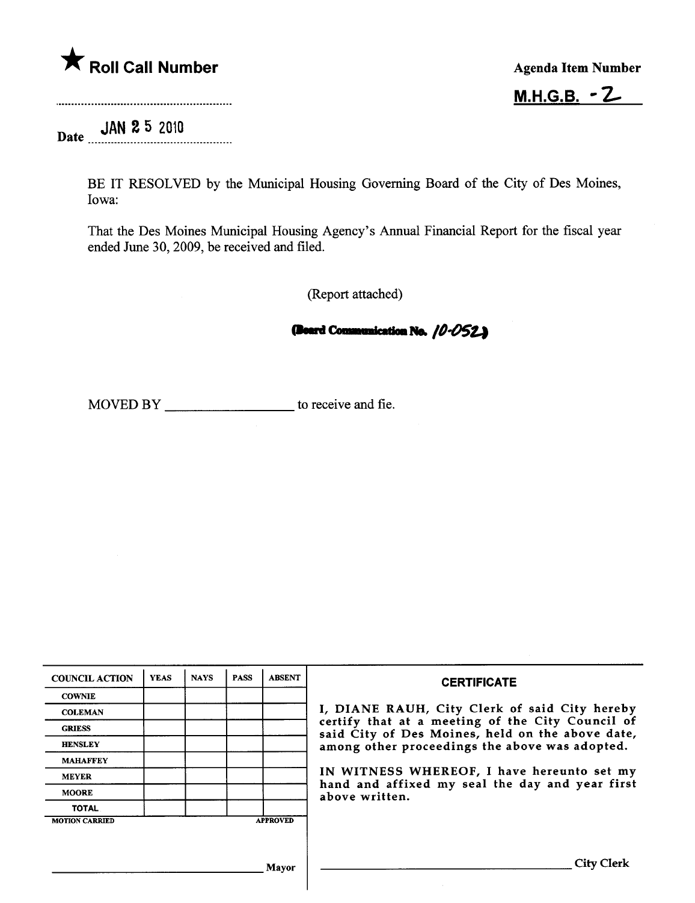★ **Roll Call Number**

..........................................................

Date JAN 25 2010

**Agenda Item Number**

**M.H.G.B. - 2**

BE IT RESOLVED by the Municipal Housing Governing Board of the City of Des Moines, Iowa:

That the Des Moines Municipal Housing Agency's Annual Financial Report for the fiscal year ended June 30, 2009, be received and filed.

(Report attached)

**(Board Communication No. 10-052)**

MOVED BY __________________ to receive and fie.

| COUNCIL ACTION | YEAS | NAYS | PASS | ABSENT |
|---|---|---|---|---|
| COWNIE | | | | |
| COLEMAN | | | | |
| GRIESS | | | | |
| HENSLEY | | | | |
| MAHAFFEY | | | | |
| MEYER | | | | |
| MOORE | | | | |
| TOTAL | | | | |
| MOTION CARRIED | | | | APPROVED |

________________________________ Mayor

**CERTIFICATE**

I, DIANE RAUH, City Clerk of said City hereby certify that at a meeting of the City Council of said City of Des Moines, held on the above date, among other proceedings the above was adopted.

IN WITNESS WHEREOF, I have hereunto set my hand and affixed my seal the day and year first above written.

________________________________ City Clerk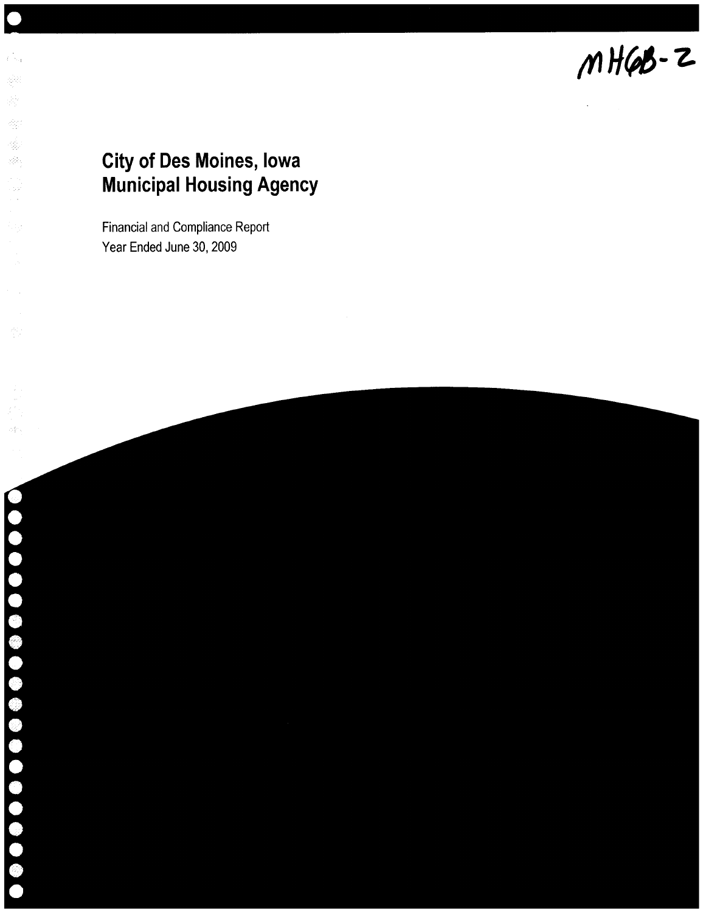MHGB-2

# City of Des Moines, Iowa
# Municipal Housing Agency

Financial and Compliance Report
Year Ended June 30, 2009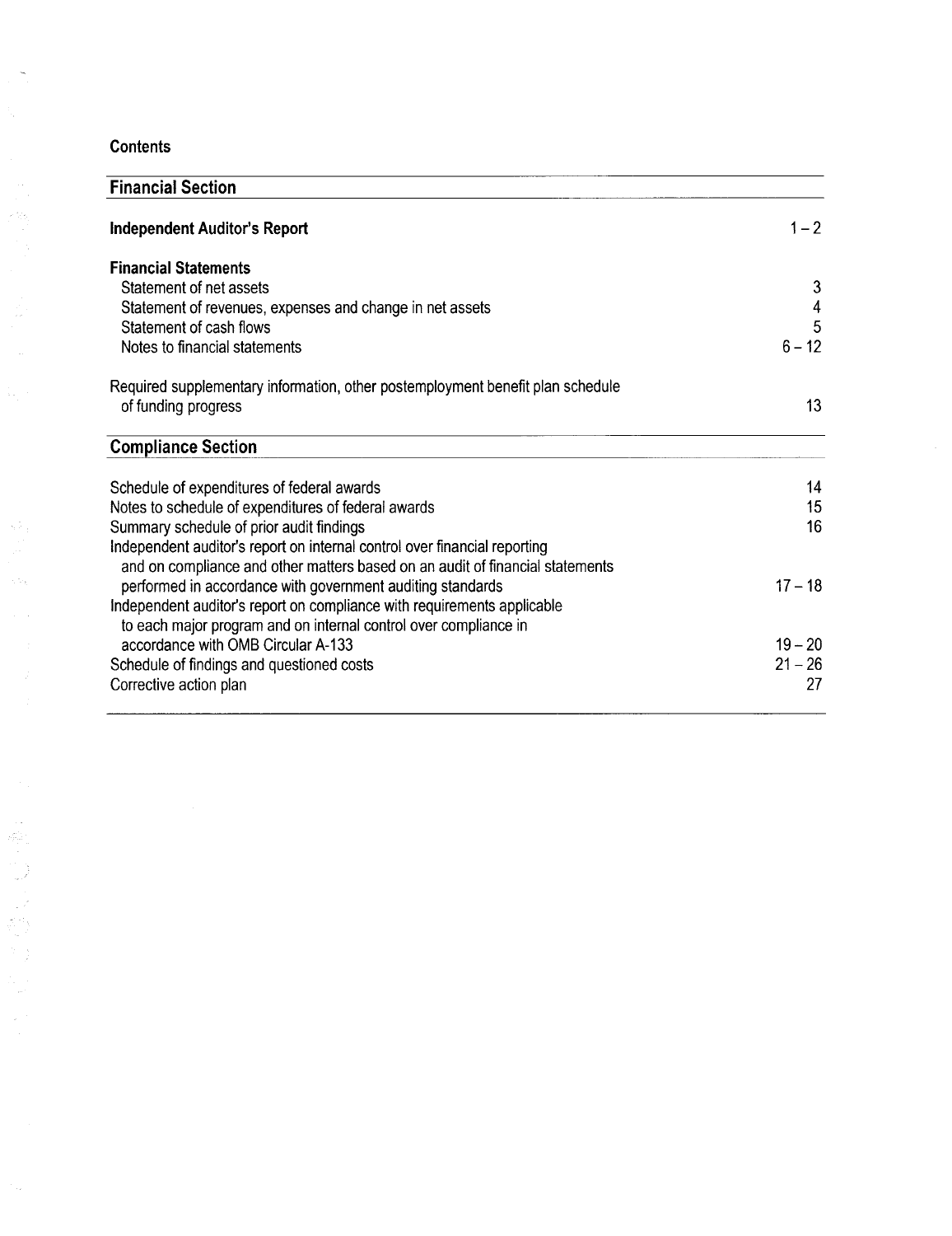**Contents**

| **Financial Section** | |
|---|---|
| **Independent Auditor's Report** | 1 – 2 |
| **Financial Statements** | |
| Statement of net assets | 3 |
| Statement of revenues, expenses and change in net assets | 4 |
| Statement of cash flows | 5 |
| Notes to financial statements | 6 – 12 |
| Required supplementary information, other postemployment benefit plan schedule of funding progress | 13 |
| **Compliance Section** | |
| Schedule of expenditures of federal awards | 14 |
| Notes to schedule of expenditures of federal awards | 15 |
| Summary schedule of prior audit findings | 16 |
| Independent auditor's report on internal control over financial reporting and on compliance and other matters based on an audit of financial statements performed in accordance with government auditing standards | 17 – 18 |
| Independent auditor's report on compliance with requirements applicable to each major program and on internal control over compliance in accordance with OMB Circular A-133 | 19 – 20 |
| Schedule of findings and questioned costs | 21 – 26 |
| Corrective action plan | 27 |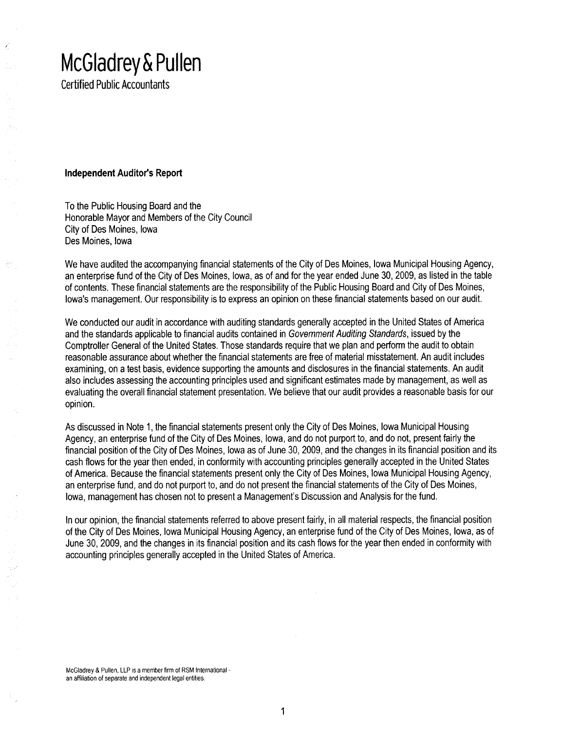# McGladrey & Pullen

Certified Public Accountants

**Independent Auditor's Report**

To the Public Housing Board and the
Honorable Mayor and Members of the City Council
City of Des Moines, Iowa
Des Moines, Iowa

We have audited the accompanying financial statements of the City of Des Moines, Iowa Municipal Housing Agency, an enterprise fund of the City of Des Moines, Iowa, as of and for the year ended June 30, 2009, as listed in the table of contents. These financial statements are the responsibility of the Public Housing Board and City of Des Moines, Iowa's management. Our responsibility is to express an opinion on these financial statements based on our audit.

We conducted our audit in accordance with auditing standards generally accepted in the United States of America and the standards applicable to financial audits contained in *Government Auditing Standards*, issued by the Comptroller General of the United States. Those standards require that we plan and perform the audit to obtain reasonable assurance about whether the financial statements are free of material misstatement. An audit includes examining, on a test basis, evidence supporting the amounts and disclosures in the financial statements. An audit also includes assessing the accounting principles used and significant estimates made by management, as well as evaluating the overall financial statement presentation. We believe that our audit provides a reasonable basis for our opinion.

As discussed in Note 1, the financial statements present only the City of Des Moines, Iowa Municipal Housing Agency, an enterprise fund of the City of Des Moines, Iowa, and do not purport to, and do not, present fairly the financial position of the City of Des Moines, Iowa as of June 30, 2009, and the changes in its financial position and its cash flows for the year then ended, in conformity with accounting principles generally accepted in the United States of America. Because the financial statements present only the City of Des Moines, Iowa Municipal Housing Agency, an enterprise fund, and do not purport to, and do not present the financial statements of the City of Des Moines, Iowa, management has chosen not to present a Management's Discussion and Analysis for the fund.

In our opinion, the financial statements referred to above present fairly, in all material respects, the financial position of the City of Des Moines, Iowa Municipal Housing Agency, an enterprise fund of the City of Des Moines, Iowa, as of June 30, 2009, and the changes in its financial position and its cash flows for the year then ended in conformity with accounting principles generally accepted in the United States of America.

McGladrey & Pullen, LLP is a member firm of RSM International - an affiliation of separate and independent legal entities.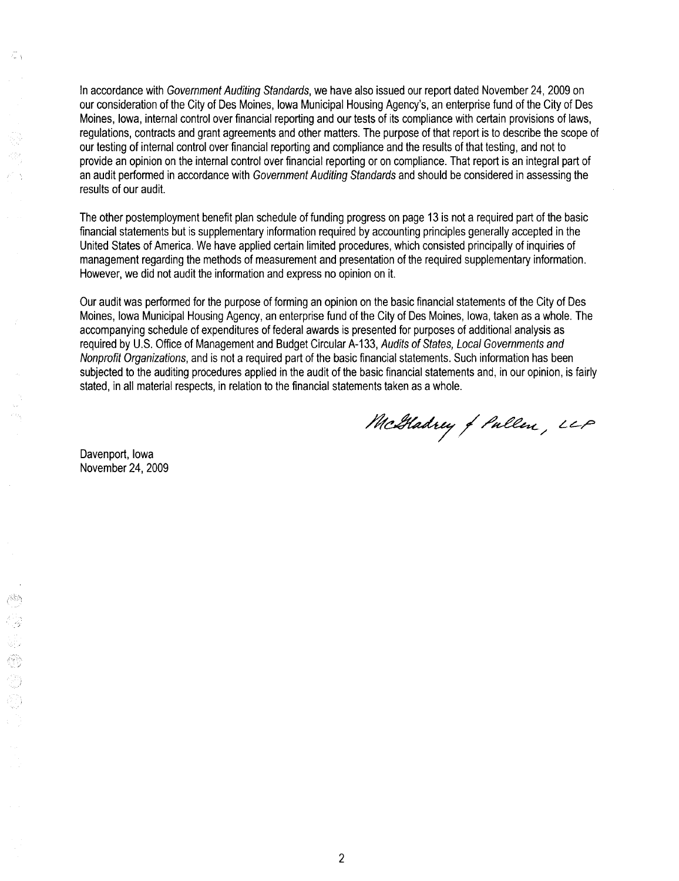In accordance with *Government Auditing Standards*, we have also issued our report dated November 24, 2009 on our consideration of the City of Des Moines, Iowa Municipal Housing Agency's, an enterprise fund of the City of Des Moines, Iowa, internal control over financial reporting and our tests of its compliance with certain provisions of laws, regulations, contracts and grant agreements and other matters. The purpose of that report is to describe the scope of our testing of internal control over financial reporting and compliance and the results of that testing, and not to provide an opinion on the internal control over financial reporting or on compliance. That report is an integral part of an audit performed in accordance with *Government Auditing Standards* and should be considered in assessing the results of our audit.

The other postemployment benefit plan schedule of funding progress on page 13 is not a required part of the basic financial statements but is supplementary information required by accounting principles generally accepted in the United States of America. We have applied certain limited procedures, which consisted principally of inquiries of management regarding the methods of measurement and presentation of the required supplementary information. However, we did not audit the information and express no opinion on it.

Our audit was performed for the purpose of forming an opinion on the basic financial statements of the City of Des Moines, Iowa Municipal Housing Agency, an enterprise fund of the City of Des Moines, Iowa, taken as a whole. The accompanying schedule of expenditures of federal awards is presented for purposes of additional analysis as required by U.S. Office of Management and Budget Circular A-133, *Audits of States, Local Governments and Nonprofit Organizations*, and is not a required part of the basic financial statements. Such information has been subjected to the auditing procedures applied in the audit of the basic financial statements and, in our opinion, is fairly stated, in all material respects, in relation to the financial statements taken as a whole.

McGladrey & Pullen, LLP

Davenport, Iowa
November 24, 2009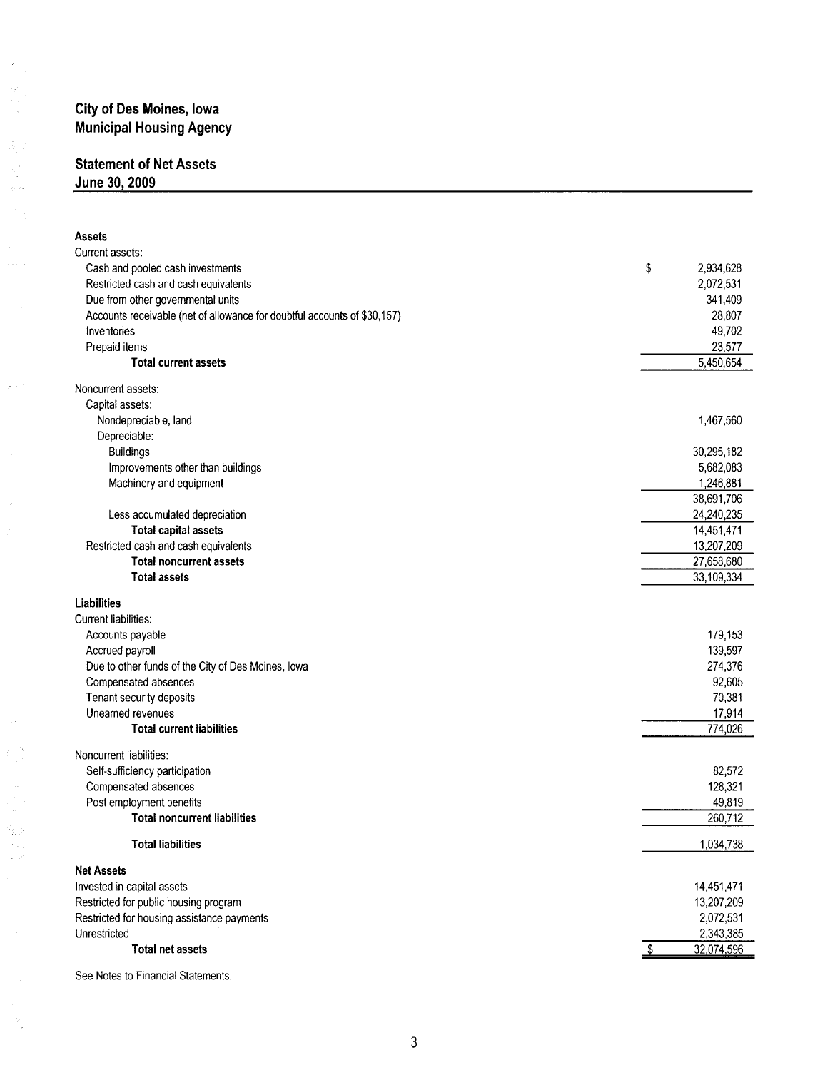# City of Des Moines, Iowa
# Municipal Housing Agency

## Statement of Net Assets
## June 30, 2009

| | |
|---|---|
| **Assets** | |
| Current assets: | |
| Cash and pooled cash investments | $ 2,934,628 |
| Restricted cash and cash equivalents | 2,072,531 |
| Due from other governmental units | 341,409 |
| Accounts receivable (net of allowance for doubtful accounts of $30,157) | 28,807 |
| Inventories | 49,702 |
| Prepaid items | 23,577 |
| **Total current assets** | 5,450,654 |
| Noncurrent assets: | |
| Capital assets: | |
| Nondepreciable, land | 1,467,560 |
| Depreciable: | |
| Buildings | 30,295,182 |
| Improvements other than buildings | 5,682,083 |
| Machinery and equipment | 1,246,881 |
| | 38,691,706 |
| Less accumulated depreciation | 24,240,235 |
| **Total capital assets** | 14,451,471 |
| Restricted cash and cash equivalents | 13,207,209 |
| **Total noncurrent assets** | 27,658,680 |
| **Total assets** | 33,109,334 |
| **Liabilities** | |
| Current liabilities: | |
| Accounts payable | 179,153 |
| Accrued payroll | 139,597 |
| Due to other funds of the City of Des Moines, Iowa | 274,376 |
| Compensated absences | 92,605 |
| Tenant security deposits | 70,381 |
| Unearned revenues | 17,914 |
| **Total current liabilities** | 774,026 |
| Noncurrent liabilities: | |
| Self-sufficiency participation | 82,572 |
| Compensated absences | 128,321 |
| Post employment benefits | 49,819 |
| **Total noncurrent liabilities** | 260,712 |
| **Total liabilities** | 1,034,738 |
| **Net Assets** | |
| Invested in capital assets | 14,451,471 |
| Restricted for public housing program | 13,207,209 |
| Restricted for housing assistance payments | 2,072,531 |
| Unrestricted | 2,343,385 |
| **Total net assets** | $ 32,074,596 |

See Notes to Financial Statements.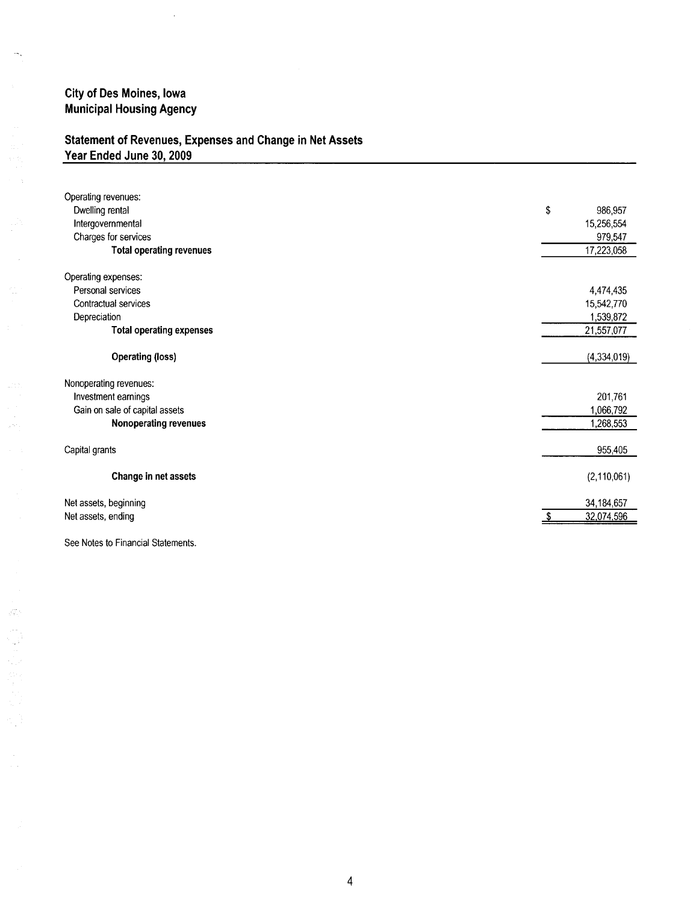# City of Des Moines, Iowa
# Municipal Housing Agency

## Statement of Revenues, Expenses and Change in Net Assets
## Year Ended June 30, 2009

| | |
|---|---|
| Operating revenues: | |
| Dwelling rental | $ 986,957 |
| Intergovernmental | 15,256,554 |
| Charges for services | 979,547 |
| **Total operating revenues** | 17,223,058 |
| Operating expenses: | |
| Personal services | 4,474,435 |
| Contractual services | 15,542,770 |
| Depreciation | 1,539,872 |
| **Total operating expenses** | 21,557,077 |
| **Operating (loss)** | (4,334,019) |
| Nonoperating revenues: | |
| Investment earnings | 201,761 |
| Gain on sale of capital assets | 1,066,792 |
| **Nonoperating revenues** | 1,268,553 |
| Capital grants | 955,405 |
| **Change in net assets** | (2,110,061) |
| Net assets, beginning | 34,184,657 |
| Net assets, ending | $ 32,074,596 |

See Notes to Financial Statements.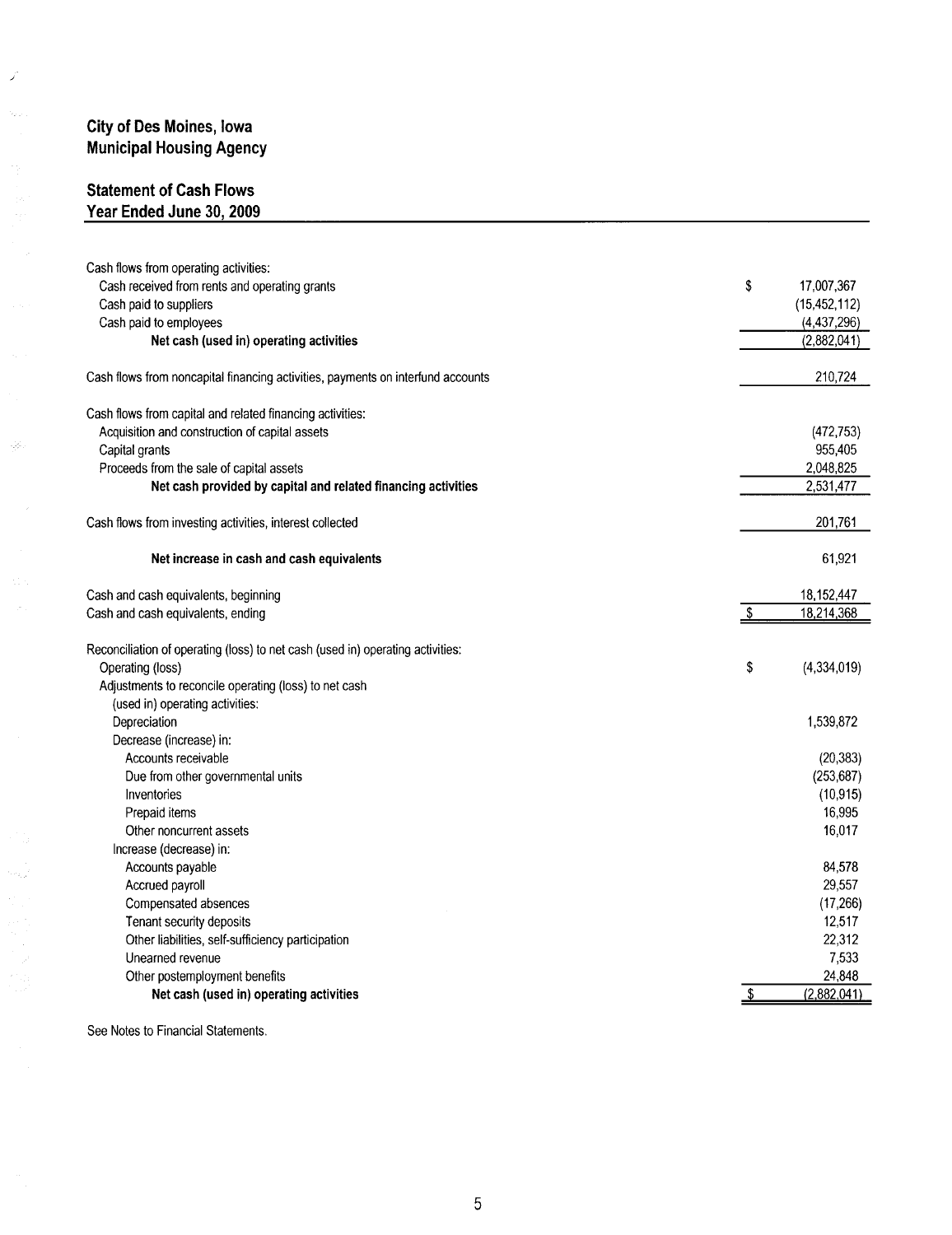# City of Des Moines, Iowa
# Municipal Housing Agency

## Statement of Cash Flows
## Year Ended June 30, 2009

| | |
|---|---|
| Cash flows from operating activities: | |
| Cash received from rents and operating grants | $ 17,007,367 |
| Cash paid to suppliers | (15,452,112) |
| Cash paid to employees | (4,437,296) |
| **Net cash (used in) operating activities** | (2,882,041) |
| | |
| Cash flows from noncapital financing activities, payments on interfund accounts | 210,724 |
| | |
| Cash flows from capital and related financing activities: | |
| Acquisition and construction of capital assets | (472,753) |
| Capital grants | 955,405 |
| Proceeds from the sale of capital assets | 2,048,825 |
| **Net cash provided by capital and related financing activities** | 2,531,477 |
| | |
| Cash flows from investing activities, interest collected | 201,761 |
| | |
| **Net increase in cash and cash equivalents** | 61,921 |
| | |
| Cash and cash equivalents, beginning | 18,152,447 |
| Cash and cash equivalents, ending | $ 18,214,368 |
| | |
| Reconciliation of operating (loss) to net cash (used in) operating activities: | |
| Operating (loss) | $ (4,334,019) |
| Adjustments to reconcile operating (loss) to net cash (used in) operating activities: | |
| Depreciation | 1,539,872 |
| Decrease (increase) in: | |
| Accounts receivable | (20,383) |
| Due from other governmental units | (253,687) |
| Inventories | (10,915) |
| Prepaid items | 16,995 |
| Other noncurrent assets | 16,017 |
| Increase (decrease) in: | |
| Accounts payable | 84,578 |
| Accrued payroll | 29,557 |
| Compensated absences | (17,266) |
| Tenant security deposits | 12,517 |
| Other liabilities, self-sufficiency participation | 22,312 |
| Unearned revenue | 7,533 |
| Other postemployment benefits | 24,848 |
| **Net cash (used in) operating activities** | $ (2,882,041) |

See Notes to Financial Statements.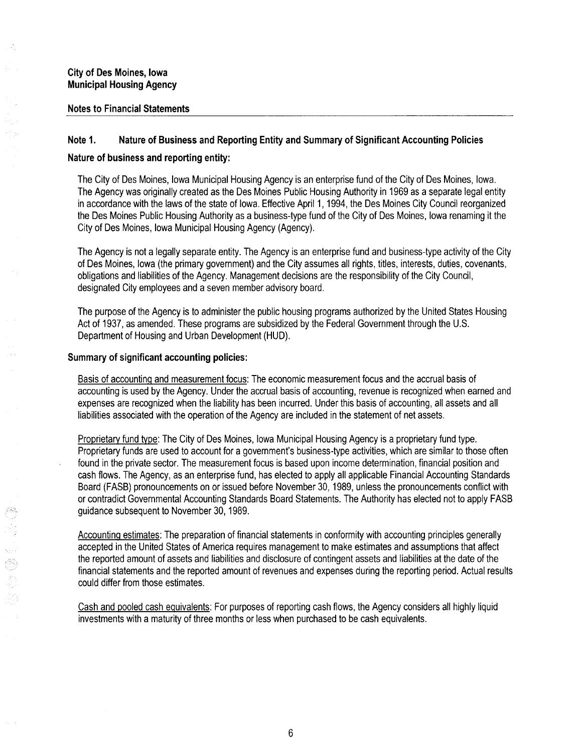**City of Des Moines, Iowa**
**Municipal Housing Agency**

**Notes to Financial Statements**

## Note 1. Nature of Business and Reporting Entity and Summary of Significant Accounting Policies

### Nature of business and reporting entity:

The City of Des Moines, Iowa Municipal Housing Agency is an enterprise fund of the City of Des Moines, Iowa. The Agency was originally created as the Des Moines Public Housing Authority in 1969 as a separate legal entity in accordance with the laws of the state of Iowa. Effective April 1, 1994, the Des Moines City Council reorganized the Des Moines Public Housing Authority as a business-type fund of the City of Des Moines, Iowa renaming it the City of Des Moines, Iowa Municipal Housing Agency (Agency).

The Agency is not a legally separate entity. The Agency is an enterprise fund and business-type activity of the City of Des Moines, Iowa (the primary government) and the City assumes all rights, titles, interests, duties, covenants, obligations and liabilities of the Agency. Management decisions are the responsibility of the City Council, designated City employees and a seven member advisory board.

The purpose of the Agency is to administer the public housing programs authorized by the United States Housing Act of 1937, as amended. These programs are subsidized by the Federal Government through the U.S. Department of Housing and Urban Development (HUD).

### Summary of significant accounting policies:

Basis of accounting and measurement focus: The economic measurement focus and the accrual basis of accounting is used by the Agency. Under the accrual basis of accounting, revenue is recognized when earned and expenses are recognized when the liability has been incurred. Under this basis of accounting, all assets and all liabilities associated with the operation of the Agency are included in the statement of net assets.

Proprietary fund type: The City of Des Moines, Iowa Municipal Housing Agency is a proprietary fund type. Proprietary funds are used to account for a government's business-type activities, which are similar to those often found in the private sector. The measurement focus is based upon income determination, financial position and cash flows. The Agency, as an enterprise fund, has elected to apply all applicable Financial Accounting Standards Board (FASB) pronouncements on or issued before November 30, 1989, unless the pronouncements conflict with or contradict Governmental Accounting Standards Board Statements. The Authority has elected not to apply FASB guidance subsequent to November 30, 1989.

Accounting estimates: The preparation of financial statements in conformity with accounting principles generally accepted in the United States of America requires management to make estimates and assumptions that affect the reported amount of assets and liabilities and disclosure of contingent assets and liabilities at the date of the financial statements and the reported amount of revenues and expenses during the reporting period. Actual results could differ from those estimates.

Cash and pooled cash equivalents: For purposes of reporting cash flows, the Agency considers all highly liquid investments with a maturity of three months or less when purchased to be cash equivalents.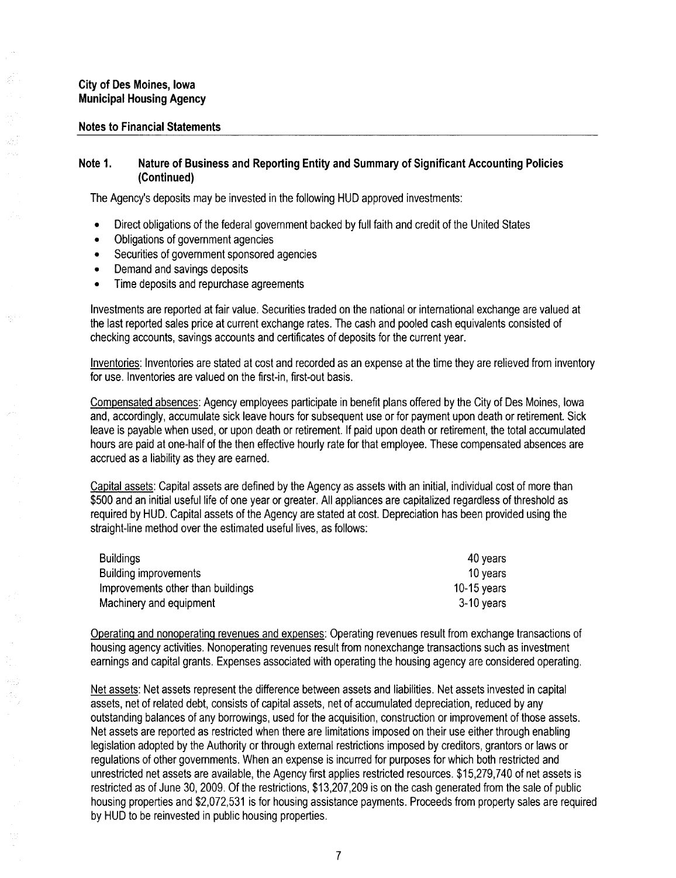**City of Des Moines, Iowa**
**Municipal Housing Agency**

**Notes to Financial Statements**

## Note 1. Nature of Business and Reporting Entity and Summary of Significant Accounting Policies (Continued)

The Agency's deposits may be invested in the following HUD approved investments:

- Direct obligations of the federal government backed by full faith and credit of the United States
- Obligations of government agencies
- Securities of government sponsored agencies
- Demand and savings deposits
- Time deposits and repurchase agreements

Investments are reported at fair value. Securities traded on the national or international exchange are valued at the last reported sales price at current exchange rates. The cash and pooled cash equivalents consisted of checking accounts, savings accounts and certificates of deposits for the current year.

Inventories: Inventories are stated at cost and recorded as an expense at the time they are relieved from inventory for use. Inventories are valued on the first-in, first-out basis.

Compensated absences: Agency employees participate in benefit plans offered by the City of Des Moines, Iowa and, accordingly, accumulate sick leave hours for subsequent use or for payment upon death or retirement. Sick leave is payable when used, or upon death or retirement. If paid upon death or retirement, the total accumulated hours are paid at one-half of the then effective hourly rate for that employee. These compensated absences are accrued as a liability as they are earned.

Capital assets: Capital assets are defined by the Agency as assets with an initial, individual cost of more than $500 and an initial useful life of one year or greater. All appliances are capitalized regardless of threshold as required by HUD. Capital assets of the Agency are stated at cost. Depreciation has been provided using the straight-line method over the estimated useful lives, as follows:

| | |
|---|---|
| Buildings | 40 years |
| Building improvements | 10 years |
| Improvements other than buildings | 10-15 years |
| Machinery and equipment | 3-10 years |

Operating and nonoperating revenues and expenses: Operating revenues result from exchange transactions of housing agency activities. Nonoperating revenues result from nonexchange transactions such as investment earnings and capital grants. Expenses associated with operating the housing agency are considered operating.

Net assets: Net assets represent the difference between assets and liabilities. Net assets invested in capital assets, net of related debt, consists of capital assets, net of accumulated depreciation, reduced by any outstanding balances of any borrowings, used for the acquisition, construction or improvement of those assets. Net assets are reported as restricted when there are limitations imposed on their use either through enabling legislation adopted by the Authority or through external restrictions imposed by creditors, grantors or laws or regulations of other governments. When an expense is incurred for purposes for which both restricted and unrestricted net assets are available, the Agency first applies restricted resources. $15,279,740 of net assets is restricted as of June 30, 2009. Of the restrictions, $13,207,209 is on the cash generated from the sale of public housing properties and $2,072,531 is for housing assistance payments. Proceeds from property sales are required by HUD to be reinvested in public housing properties.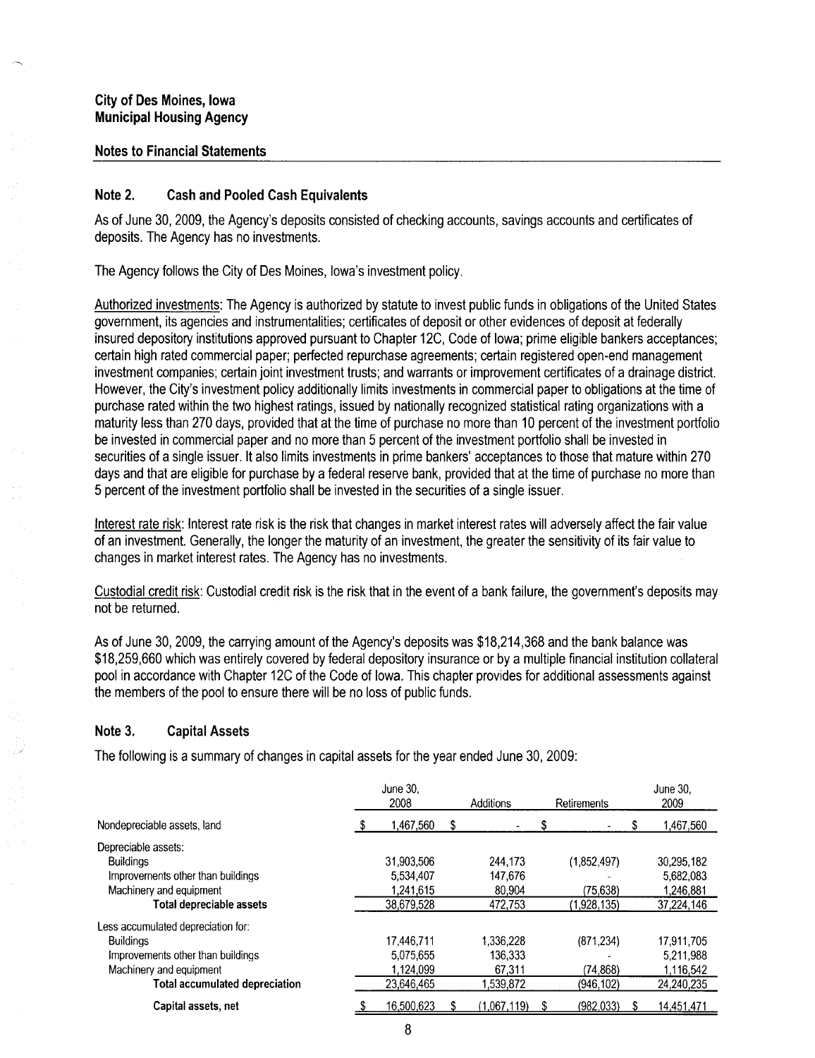**City of Des Moines, Iowa**
**Municipal Housing Agency**

**Notes to Financial Statements**

### Note 2. Cash and Pooled Cash Equivalents

As of June 30, 2009, the Agency's deposits consisted of checking accounts, savings accounts and certificates of deposits. The Agency has no investments.

The Agency follows the City of Des Moines, Iowa's investment policy.

Authorized investments: The Agency is authorized by statute to invest public funds in obligations of the United States government, its agencies and instrumentalities; certificates of deposit or other evidences of deposit at federally insured depository institutions approved pursuant to Chapter 12C, Code of Iowa; prime eligible bankers acceptances; certain high rated commercial paper; perfected repurchase agreements; certain registered open-end management investment companies; certain joint investment trusts; and warrants or improvement certificates of a drainage district. However, the City's investment policy additionally limits investments in commercial paper to obligations at the time of purchase rated within the two highest ratings, issued by nationally recognized statistical rating organizations with a maturity less than 270 days, provided that at the time of purchase no more than 10 percent of the investment portfolio be invested in commercial paper and no more than 5 percent of the investment portfolio shall be invested in securities of a single issuer. It also limits investments in prime bankers' acceptances to those that mature within 270 days and that are eligible for purchase by a federal reserve bank, provided that at the time of purchase no more than 5 percent of the investment portfolio shall be invested in the securities of a single issuer.

Interest rate risk: Interest rate risk is the risk that changes in market interest rates will adversely affect the fair value of an investment. Generally, the longer the maturity of an investment, the greater the sensitivity of its fair value to changes in market interest rates. The Agency has no investments.

Custodial credit risk: Custodial credit risk is the risk that in the event of a bank failure, the government's deposits may not be returned.

As of June 30, 2009, the carrying amount of the Agency's deposits was $18,214,368 and the bank balance was $18,259,660 which was entirely covered by federal depository insurance or by a multiple financial institution collateral pool in accordance with Chapter 12C of the Code of Iowa. This chapter provides for additional assessments against the members of the pool to ensure there will be no loss of public funds.

### Note 3. Capital Assets

The following is a summary of changes in capital assets for the year ended June 30, 2009:

| | June 30, 2008 | Additions | Retirements | June 30, 2009 |
|---|---|---|---|---|
| Nondepreciable assets, land | $ 1,467,560 | $ - | $ - | $ 1,467,560 |
| Depreciable assets: | | | | |
| Buildings | 31,903,506 | 244,173 | (1,852,497) | 30,295,182 |
| Improvements other than buildings | 5,534,407 | 147,676 | - | 5,682,083 |
| Machinery and equipment | 1,241,615 | 80,904 | (75,638) | 1,246,881 |
| **Total depreciable assets** | 38,679,528 | 472,753 | (1,928,135) | 37,224,146 |
| Less accumulated depreciation for: | | | | |
| Buildings | 17,446,711 | 1,336,228 | (871,234) | 17,911,705 |
| Improvements other than buildings | 5,075,655 | 136,333 | - | 5,211,988 |
| Machinery and equipment | 1,124,099 | 67,311 | (74,868) | 1,116,542 |
| **Total accumulated depreciation** | 23,646,465 | 1,539,872 | (946,102) | 24,240,235 |
| **Capital assets, net** | $ 16,500,623 | $ (1,067,119) | $ (982,033) | $ 14,451,471 |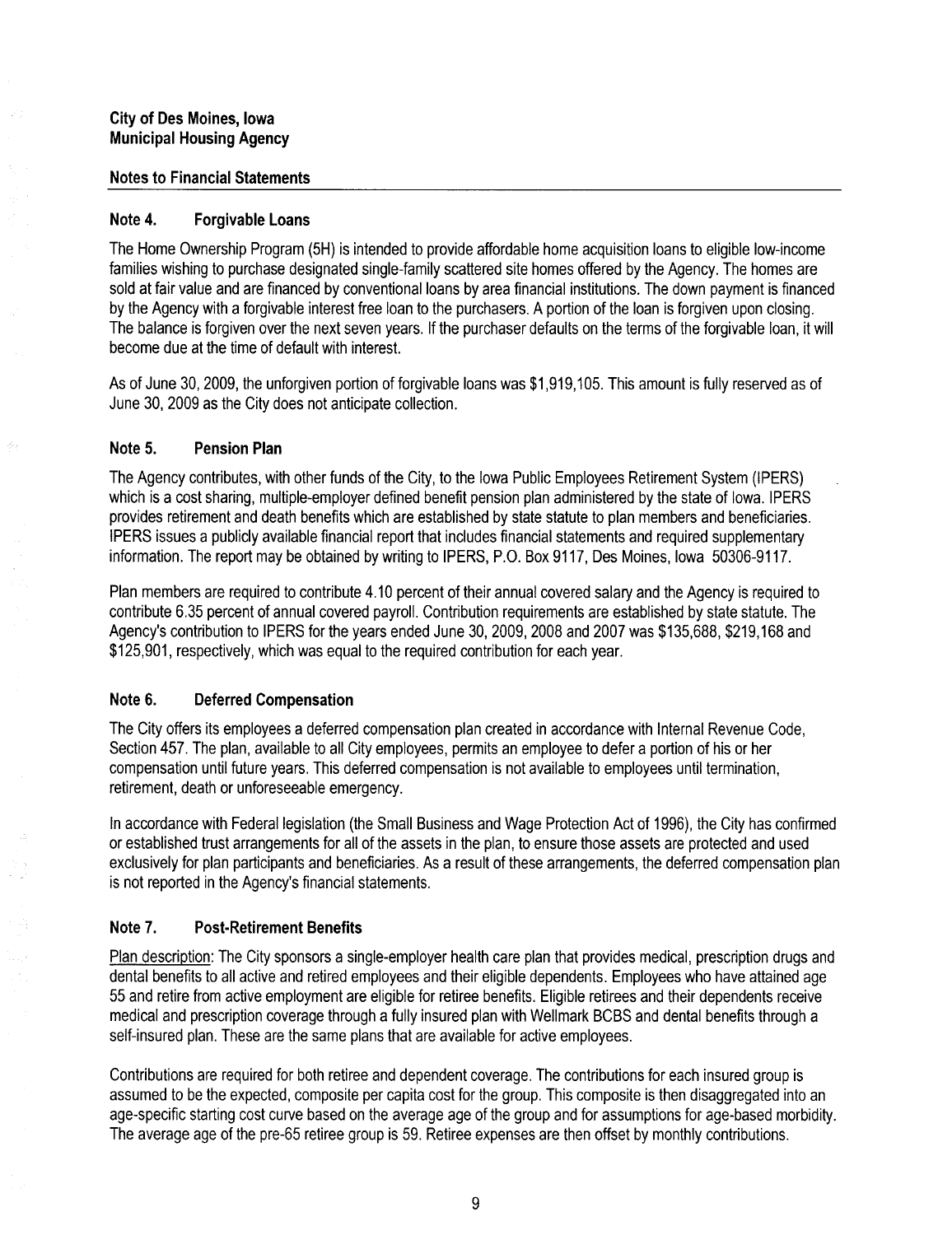**City of Des Moines, Iowa**
**Municipal Housing Agency**

**Notes to Financial Statements**

### Note 4. Forgivable Loans

The Home Ownership Program (5H) is intended to provide affordable home acquisition loans to eligible low-income families wishing to purchase designated single-family scattered site homes offered by the Agency. The homes are sold at fair value and are financed by conventional loans by area financial institutions. The down payment is financed by the Agency with a forgivable interest free loan to the purchasers. A portion of the loan is forgiven upon closing. The balance is forgiven over the next seven years. If the purchaser defaults on the terms of the forgivable loan, it will become due at the time of default with interest.

As of June 30, 2009, the unforgiven portion of forgivable loans was $1,919,105. This amount is fully reserved as of June 30, 2009 as the City does not anticipate collection.

### Note 5. Pension Plan

The Agency contributes, with other funds of the City, to the Iowa Public Employees Retirement System (IPERS) which is a cost sharing, multiple-employer defined benefit pension plan administered by the state of Iowa. IPERS provides retirement and death benefits which are established by state statute to plan members and beneficiaries. IPERS issues a publicly available financial report that includes financial statements and required supplementary information. The report may be obtained by writing to IPERS, P.O. Box 9117, Des Moines, Iowa 50306-9117.

Plan members are required to contribute 4.10 percent of their annual covered salary and the Agency is required to contribute 6.35 percent of annual covered payroll. Contribution requirements are established by state statute. The Agency's contribution to IPERS for the years ended June 30, 2009, 2008 and 2007 was $135,688, $219,168 and $125,901, respectively, which was equal to the required contribution for each year.

### Note 6. Deferred Compensation

The City offers its employees a deferred compensation plan created in accordance with Internal Revenue Code, Section 457. The plan, available to all City employees, permits an employee to defer a portion of his or her compensation until future years. This deferred compensation is not available to employees until termination, retirement, death or unforeseeable emergency.

In accordance with Federal legislation (the Small Business and Wage Protection Act of 1996), the City has confirmed or established trust arrangements for all of the assets in the plan, to ensure those assets are protected and used exclusively for plan participants and beneficiaries. As a result of these arrangements, the deferred compensation plan is not reported in the Agency's financial statements.

### Note 7. Post-Retirement Benefits

Plan description: The City sponsors a single-employer health care plan that provides medical, prescription drugs and dental benefits to all active and retired employees and their eligible dependents. Employees who have attained age 55 and retire from active employment are eligible for retiree benefits. Eligible retirees and their dependents receive medical and prescription coverage through a fully insured plan with Wellmark BCBS and dental benefits through a self-insured plan. These are the same plans that are available for active employees.

Contributions are required for both retiree and dependent coverage. The contributions for each insured group is assumed to be the expected, composite per capita cost for the group. This composite is then disaggregated into an age-specific starting cost curve based on the average age of the group and for assumptions for age-based morbidity. The average age of the pre-65 retiree group is 59. Retiree expenses are then offset by monthly contributions.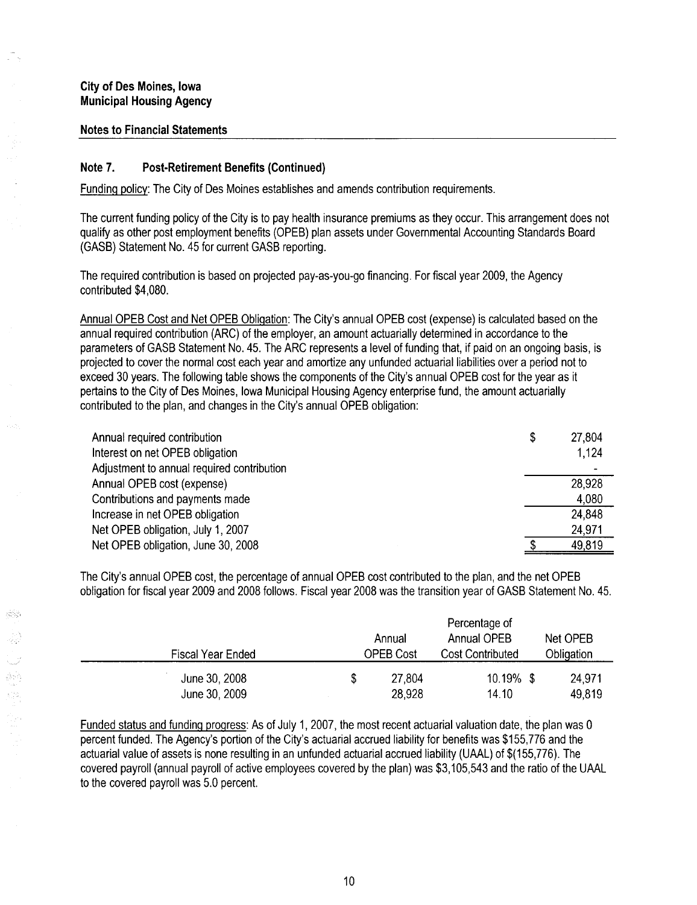**City of Des Moines, Iowa**
**Municipal Housing Agency**

**Notes to Financial Statements**

## Note 7. Post-Retirement Benefits (Continued)

Funding policy: The City of Des Moines establishes and amends contribution requirements.

The current funding policy of the City is to pay health insurance premiums as they occur. This arrangement does not qualify as other post employment benefits (OPEB) plan assets under Governmental Accounting Standards Board (GASB) Statement No. 45 for current GASB reporting.

The required contribution is based on projected pay-as-you-go financing. For fiscal year 2009, the Agency contributed $4,080.

Annual OPEB Cost and Net OPEB Obligation: The City's annual OPEB cost (expense) is calculated based on the annual required contribution (ARC) of the employer, an amount actuarially determined in accordance to the parameters of GASB Statement No. 45. The ARC represents a level of funding that, if paid on an ongoing basis, is projected to cover the normal cost each year and amortize any unfunded actuarial liabilities over a period not to exceed 30 years. The following table shows the components of the City's annual OPEB cost for the year as it pertains to the City of Des Moines, Iowa Municipal Housing Agency enterprise fund, the amount actuarially contributed to the plan, and changes in the City's annual OPEB obligation:

| | |
|---|---|
| Annual required contribution | $ 27,804 |
| Interest on net OPEB obligation | 1,124 |
| Adjustment to annual required contribution | - |
| Annual OPEB cost (expense) | 28,928 |
| Contributions and payments made | 4,080 |
| Increase in net OPEB obligation | 24,848 |
| Net OPEB obligation, July 1, 2007 | 24,971 |
| Net OPEB obligation, June 30, 2008 | $ 49,819 |

The City's annual OPEB cost, the percentage of annual OPEB cost contributed to the plan, and the net OPEB obligation for fiscal year 2009 and 2008 follows. Fiscal year 2008 was the transition year of GASB Statement No. 45.

| Fiscal Year Ended | Annual OPEB Cost | Percentage of Annual OPEB Cost Contributed | Net OPEB Obligation |
|---|---|---|---|
| June 30, 2008 | $ 27,804 | 10.19% | $ 24,971 |
| June 30, 2009 | 28,928 | 14.10 | 49,819 |

Funded status and funding progress: As of July 1, 2007, the most recent actuarial valuation date, the plan was 0 percent funded. The Agency's portion of the City's actuarial accrued liability for benefits was $155,776 and the actuarial value of assets is none resulting in an unfunded actuarial accrued liability (UAAL) of $(155,776). The covered payroll (annual payroll of active employees covered by the plan) was $3,105,543 and the ratio of the UAAL to the covered payroll was 5.0 percent.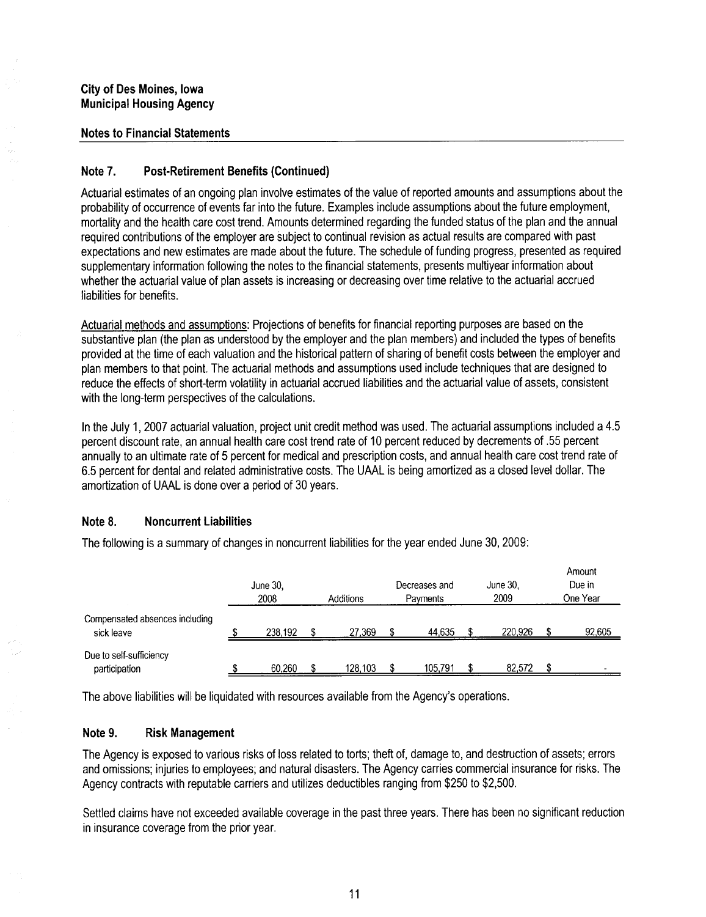**City of Des Moines, Iowa**
**Municipal Housing Agency**

**Notes to Financial Statements**

## Note 7. Post-Retirement Benefits (Continued)

Actuarial estimates of an ongoing plan involve estimates of the value of reported amounts and assumptions about the probability of occurrence of events far into the future. Examples include assumptions about the future employment, mortality and the health care cost trend. Amounts determined regarding the funded status of the plan and the annual required contributions of the employer are subject to continual revision as actual results are compared with past expectations and new estimates are made about the future. The schedule of funding progress, presented as required supplementary information following the notes to the financial statements, presents multiyear information about whether the actuarial value of plan assets is increasing or decreasing over time relative to the actuarial accrued liabilities for benefits.

Actuarial methods and assumptions: Projections of benefits for financial reporting purposes are based on the substantive plan (the plan as understood by the employer and the plan members) and included the types of benefits provided at the time of each valuation and the historical pattern of sharing of benefit costs between the employer and plan members to that point. The actuarial methods and assumptions used include techniques that are designed to reduce the effects of short-term volatility in actuarial accrued liabilities and the actuarial value of assets, consistent with the long-term perspectives of the calculations.

In the July 1, 2007 actuarial valuation, project unit credit method was used. The actuarial assumptions included a 4.5 percent discount rate, an annual health care cost trend rate of 10 percent reduced by decrements of .55 percent annually to an ultimate rate of 5 percent for medical and prescription costs, and annual health care cost trend rate of 6.5 percent for dental and related administrative costs. The UAAL is being amortized as a closed level dollar. The amortization of UAAL is done over a period of 30 years.

## Note 8. Noncurrent Liabilities

The following is a summary of changes in noncurrent liabilities for the year ended June 30, 2009:

| | June 30, 2008 | Additions | Decreases and Payments | June 30, 2009 | Amount Due in One Year |
|---|---|---|---|---|---|
| Compensated absences including sick leave | $ 238,192 | $ 27,369 | $ 44,635 | $ 220,926 | $ 92,605 |
| Due to self-sufficiency participation | $ 60,260 | $ 128,103 | $ 105,791 | $ 82,572 | $ - |

The above liabilities will be liquidated with resources available from the Agency's operations.

## Note 9. Risk Management

The Agency is exposed to various risks of loss related to torts; theft of, damage to, and destruction of assets; errors and omissions; injuries to employees; and natural disasters. The Agency carries commercial insurance for risks. The Agency contracts with reputable carriers and utilizes deductibles ranging from $250 to $2,500.

Settled claims have not exceeded available coverage in the past three years. There has been no significant reduction in insurance coverage from the prior year.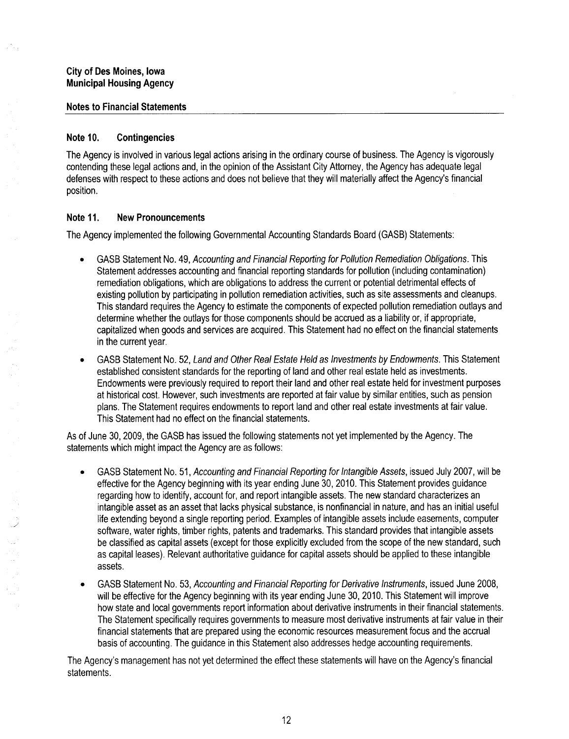**City of Des Moines, Iowa**
**Municipal Housing Agency**

**Notes to Financial Statements**

## Note 10. Contingencies

The Agency is involved in various legal actions arising in the ordinary course of business. The Agency is vigorously contending these legal actions and, in the opinion of the Assistant City Attorney, the Agency has adequate legal defenses with respect to these actions and does not believe that they will materially affect the Agency's financial position.

## Note 11. New Pronouncements

The Agency implemented the following Governmental Accounting Standards Board (GASB) Statements:

- GASB Statement No. 49, *Accounting and Financial Reporting for Pollution Remediation Obligations*. This Statement addresses accounting and financial reporting standards for pollution (including contamination) remediation obligations, which are obligations to address the current or potential detrimental effects of existing pollution by participating in pollution remediation activities, such as site assessments and cleanups. This standard requires the Agency to estimate the components of expected pollution remediation outlays and determine whether the outlays for those components should be accrued as a liability or, if appropriate, capitalized when goods and services are acquired. This Statement had no effect on the financial statements in the current year.
- GASB Statement No. 52, *Land and Other Real Estate Held as Investments by Endowments*. This Statement established consistent standards for the reporting of land and other real estate held as investments. Endowments were previously required to report their land and other real estate held for investment purposes at historical cost. However, such investments are reported at fair value by similar entities, such as pension plans. The Statement requires endowments to report land and other real estate investments at fair value. This Statement had no effect on the financial statements.

As of June 30, 2009, the GASB has issued the following statements not yet implemented by the Agency. The statements which might impact the Agency are as follows:

- GASB Statement No. 51, *Accounting and Financial Reporting for Intangible Assets*, issued July 2007, will be effective for the Agency beginning with its year ending June 30, 2010. This Statement provides guidance regarding how to identify, account for, and report intangible assets. The new standard characterizes an intangible asset as an asset that lacks physical substance, is nonfinancial in nature, and has an initial useful life extending beyond a single reporting period. Examples of intangible assets include easements, computer software, water rights, timber rights, patents and trademarks. This standard provides that intangible assets be classified as capital assets (except for those explicitly excluded from the scope of the new standard, such as capital leases). Relevant authoritative guidance for capital assets should be applied to these intangible assets.
- GASB Statement No. 53, *Accounting and Financial Reporting for Derivative Instruments*, issued June 2008, will be effective for the Agency beginning with its year ending June 30, 2010. This Statement will improve how state and local governments report information about derivative instruments in their financial statements. The Statement specifically requires governments to measure most derivative instruments at fair value in their financial statements that are prepared using the economic resources measurement focus and the accrual basis of accounting. The guidance in this Statement also addresses hedge accounting requirements.

The Agency's management has not yet determined the effect these statements will have on the Agency's financial statements.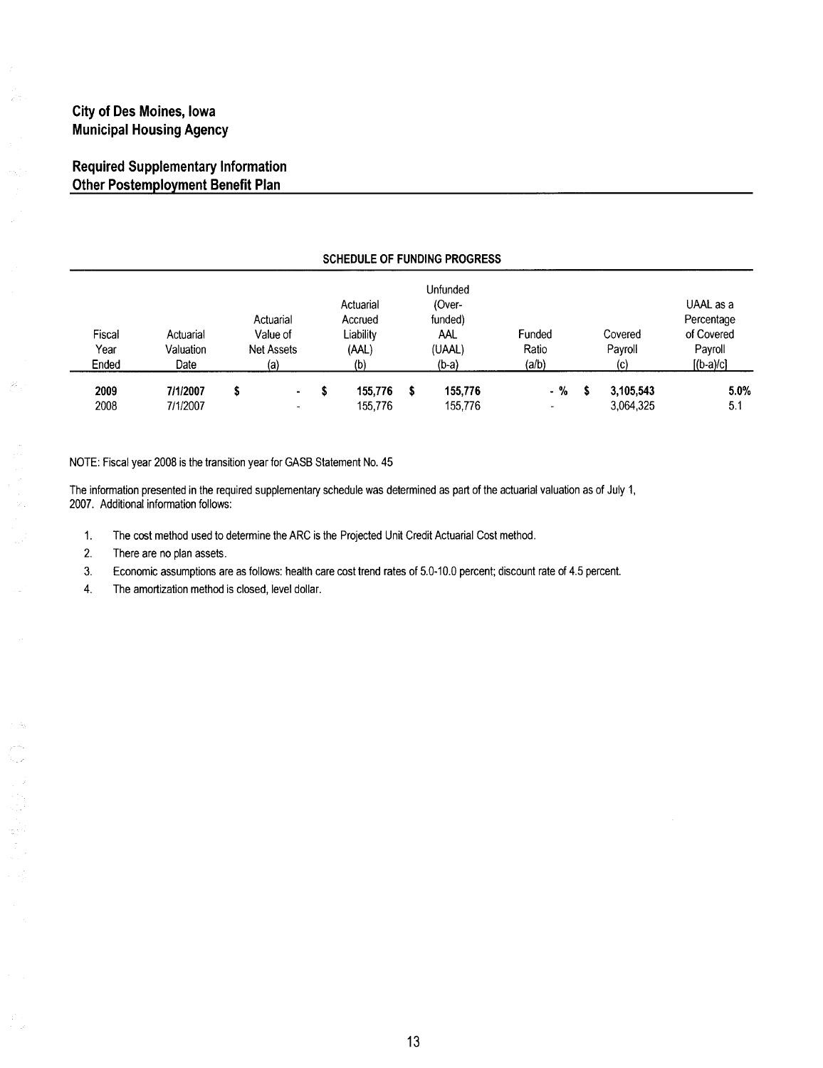# City of Des Moines, Iowa
# Municipal Housing Agency

## Required Supplementary Information
## Other Postemployment Benefit Plan

**SCHEDULE OF FUNDING PROGRESS**

| Fiscal Year Ended | Actuarial Valuation Date | Actuarial Value of Net Assets (a) | Actuarial Accrued Liability (AAL) (b) | Unfunded (Over-funded) AAL (UAAL) (b-a) | Funded Ratio (a/b) | Covered Payroll (c) | UAAL as a Percentage of Covered Payroll [(b-a)/c] |
|---|---|---|---|---|---|---|---|
| **2009** | **7/1/2007** | **$ -** | **$ 155,776** | **$ 155,776** | **- %** | **$ 3,105,543** | **5.0%** |
| 2008 | 7/1/2007 | - | 155,776 | 155,776 | - | 3,064,325 | 5.1 |

NOTE: Fiscal year 2008 is the transition year for GASB Statement No. 45

The information presented in the required supplementary schedule was determined as part of the actuarial valuation as of July 1, 2007. Additional information follows:

1. The cost method used to determine the ARC is the Projected Unit Credit Actuarial Cost method.
2. There are no plan assets.
3. Economic assumptions are as follows: health care cost trend rates of 5.0-10.0 percent; discount rate of 4.5 percent.
4. The amortization method is closed, level dollar.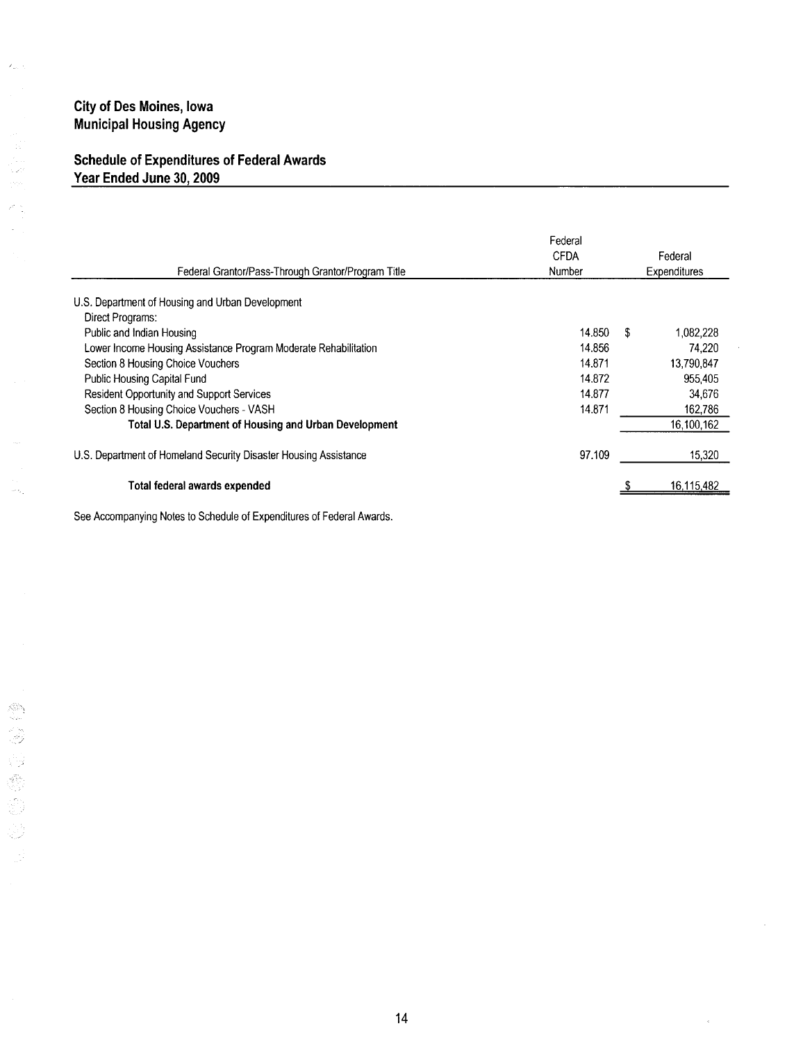# City of Des Moines, Iowa
# Municipal Housing Agency

## Schedule of Expenditures of Federal Awards
## Year Ended June 30, 2009

| Federal Grantor/Pass-Through Grantor/Program Title | Federal CFDA Number | Federal Expenditures |
|---|---|---|
| U.S. Department of Housing and Urban Development | | |
| Direct Programs: | | |
| Public and Indian Housing | 14.850 | $ 1,082,228 |
| Lower Income Housing Assistance Program Moderate Rehabilitation | 14.856 | 74,220 |
| Section 8 Housing Choice Vouchers | 14.871 | 13,790,847 |
| Public Housing Capital Fund | 14.872 | 955,405 |
| Resident Opportunity and Support Services | 14.877 | 34,676 |
| Section 8 Housing Choice Vouchers - VASH | 14.871 | 162,786 |
| **Total U.S. Department of Housing and Urban Development** | | 16,100,162 |
| U.S. Department of Homeland Security Disaster Housing Assistance | 97.109 | 15,320 |
| **Total federal awards expended** | | $ 16,115,482 |

See Accompanying Notes to Schedule of Expenditures of Federal Awards.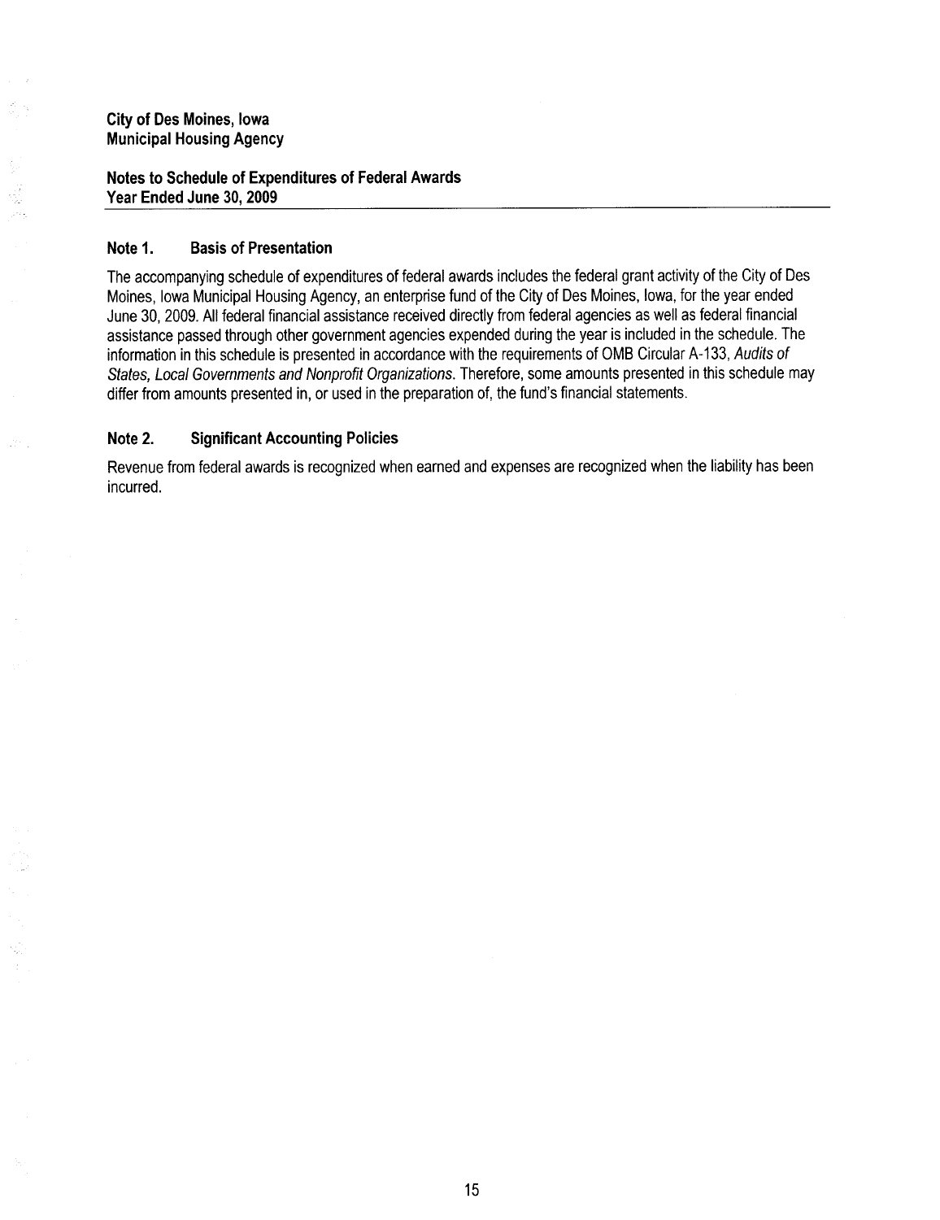**City of Des Moines, Iowa**
**Municipal Housing Agency**

**Notes to Schedule of Expenditures of Federal Awards**
**Year Ended June 30, 2009**

## Note 1. Basis of Presentation

The accompanying schedule of expenditures of federal awards includes the federal grant activity of the City of Des Moines, Iowa Municipal Housing Agency, an enterprise fund of the City of Des Moines, Iowa, for the year ended June 30, 2009. All federal financial assistance received directly from federal agencies as well as federal financial assistance passed through other government agencies expended during the year is included in the schedule. The information in this schedule is presented in accordance with the requirements of OMB Circular A-133, *Audits of States, Local Governments and Nonprofit Organizations*. Therefore, some amounts presented in this schedule may differ from amounts presented in, or used in the preparation of, the fund's financial statements.

## Note 2. Significant Accounting Policies

Revenue from federal awards is recognized when earned and expenses are recognized when the liability has been incurred.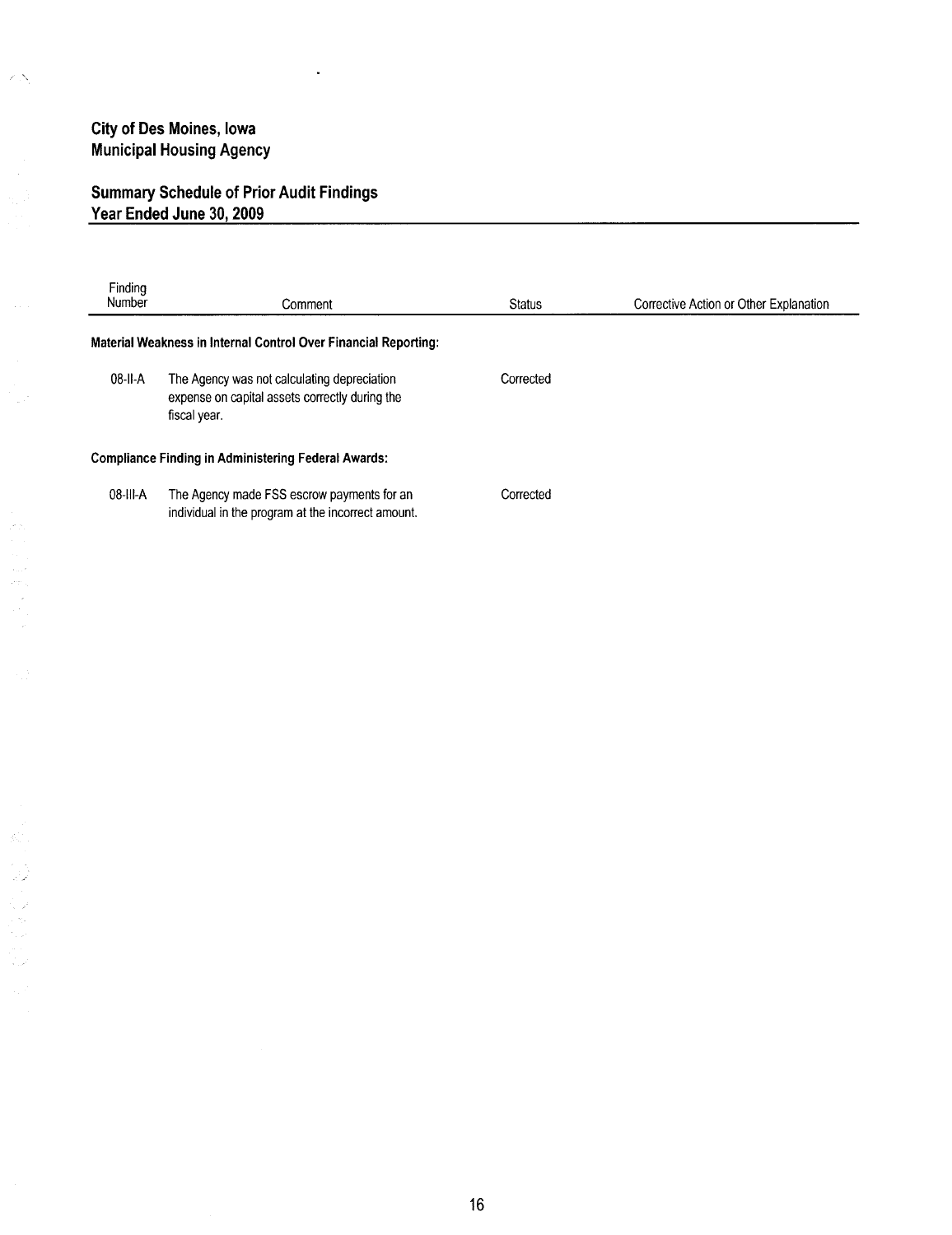**City of Des Moines, Iowa**
**Municipal Housing Agency**

## Summary Schedule of Prior Audit Findings
## Year Ended June 30, 2009

| Finding Number | Comment | Status | Corrective Action or Other Explanation |
|---|---|---|---|
| **Material Weakness in Internal Control Over Financial Reporting:** | | | |
| 08-II-A | The Agency was not calculating depreciation expense on capital assets correctly during the fiscal year. | Corrected | |
| **Compliance Finding in Administering Federal Awards:** | | | |
| 08-III-A | The Agency made FSS escrow payments for an individual in the program at the incorrect amount. | Corrected | |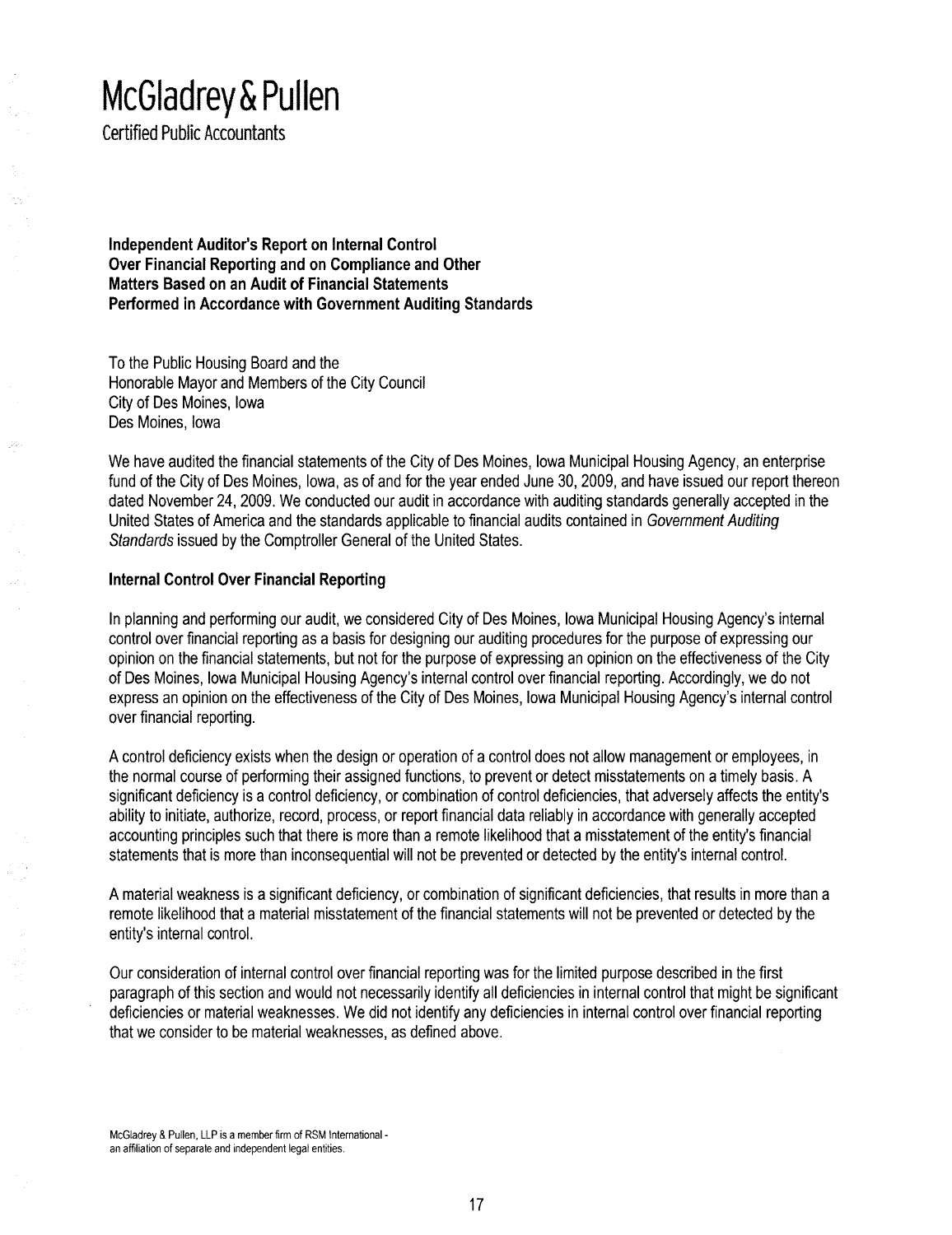# McGladrey & Pullen

Certified Public Accountants

**Independent Auditor's Report on Internal Control Over Financial Reporting and on Compliance and Other Matters Based on an Audit of Financial Statements Performed in Accordance with Government Auditing Standards**

To the Public Housing Board and the
Honorable Mayor and Members of the City Council
City of Des Moines, Iowa
Des Moines, Iowa

We have audited the financial statements of the City of Des Moines, Iowa Municipal Housing Agency, an enterprise fund of the City of Des Moines, Iowa, as of and for the year ended June 30, 2009, and have issued our report thereon dated November 24, 2009. We conducted our audit in accordance with auditing standards generally accepted in the United States of America and the standards applicable to financial audits contained in *Government Auditing Standards* issued by the Comptroller General of the United States.

**Internal Control Over Financial Reporting**

In planning and performing our audit, we considered City of Des Moines, Iowa Municipal Housing Agency's internal control over financial reporting as a basis for designing our auditing procedures for the purpose of expressing our opinion on the financial statements, but not for the purpose of expressing an opinion on the effectiveness of the City of Des Moines, Iowa Municipal Housing Agency's internal control over financial reporting. Accordingly, we do not express an opinion on the effectiveness of the City of Des Moines, Iowa Municipal Housing Agency's internal control over financial reporting.

A control deficiency exists when the design or operation of a control does not allow management or employees, in the normal course of performing their assigned functions, to prevent or detect misstatements on a timely basis. A significant deficiency is a control deficiency, or combination of control deficiencies, that adversely affects the entity's ability to initiate, authorize, record, process, or report financial data reliably in accordance with generally accepted accounting principles such that there is more than a remote likelihood that a misstatement of the entity's financial statements that is more than inconsequential will not be prevented or detected by the entity's internal control.

A material weakness is a significant deficiency, or combination of significant deficiencies, that results in more than a remote likelihood that a material misstatement of the financial statements will not be prevented or detected by the entity's internal control.

Our consideration of internal control over financial reporting was for the limited purpose described in the first paragraph of this section and would not necessarily identify all deficiencies in internal control that might be significant deficiencies or material weaknesses. We did not identify any deficiencies in internal control over financial reporting that we consider to be material weaknesses, as defined above.

McGladrey & Pullen, LLP is a member firm of RSM International - an affiliation of separate and independent legal entities.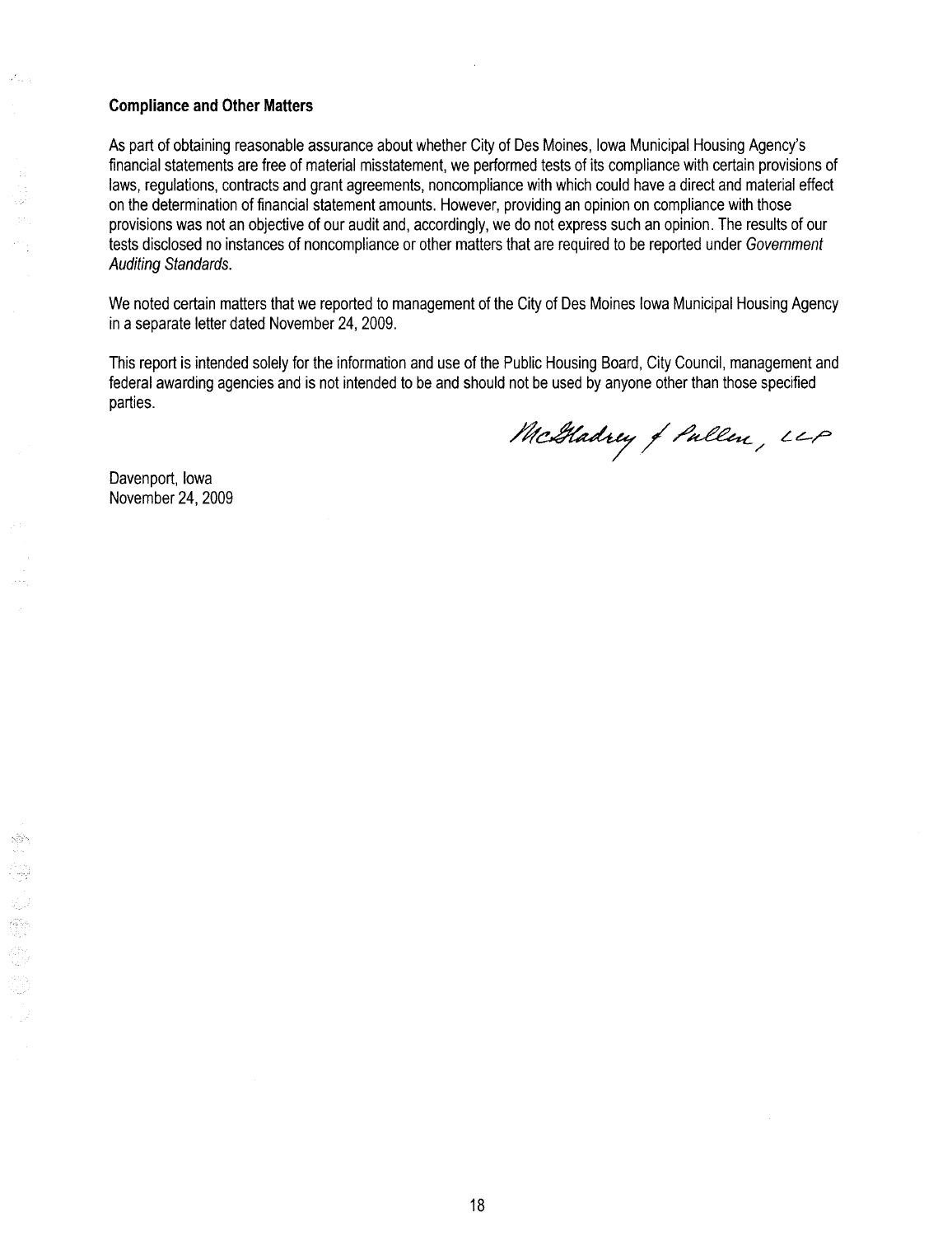**Compliance and Other Matters**

As part of obtaining reasonable assurance about whether City of Des Moines, Iowa Municipal Housing Agency's financial statements are free of material misstatement, we performed tests of its compliance with certain provisions of laws, regulations, contracts and grant agreements, noncompliance with which could have a direct and material effect on the determination of financial statement amounts. However, providing an opinion on compliance with those provisions was not an objective of our audit and, accordingly, we do not express such an opinion. The results of our tests disclosed no instances of noncompliance or other matters that are required to be reported under *Government Auditing Standards*.

We noted certain matters that we reported to management of the City of Des Moines Iowa Municipal Housing Agency in a separate letter dated November 24, 2009.

This report is intended solely for the information and use of the Public Housing Board, City Council, management and federal awarding agencies and is not intended to be and should not be used by anyone other than those specified parties.

McGladrey & Pullen, LLP

Davenport, Iowa
November 24, 2009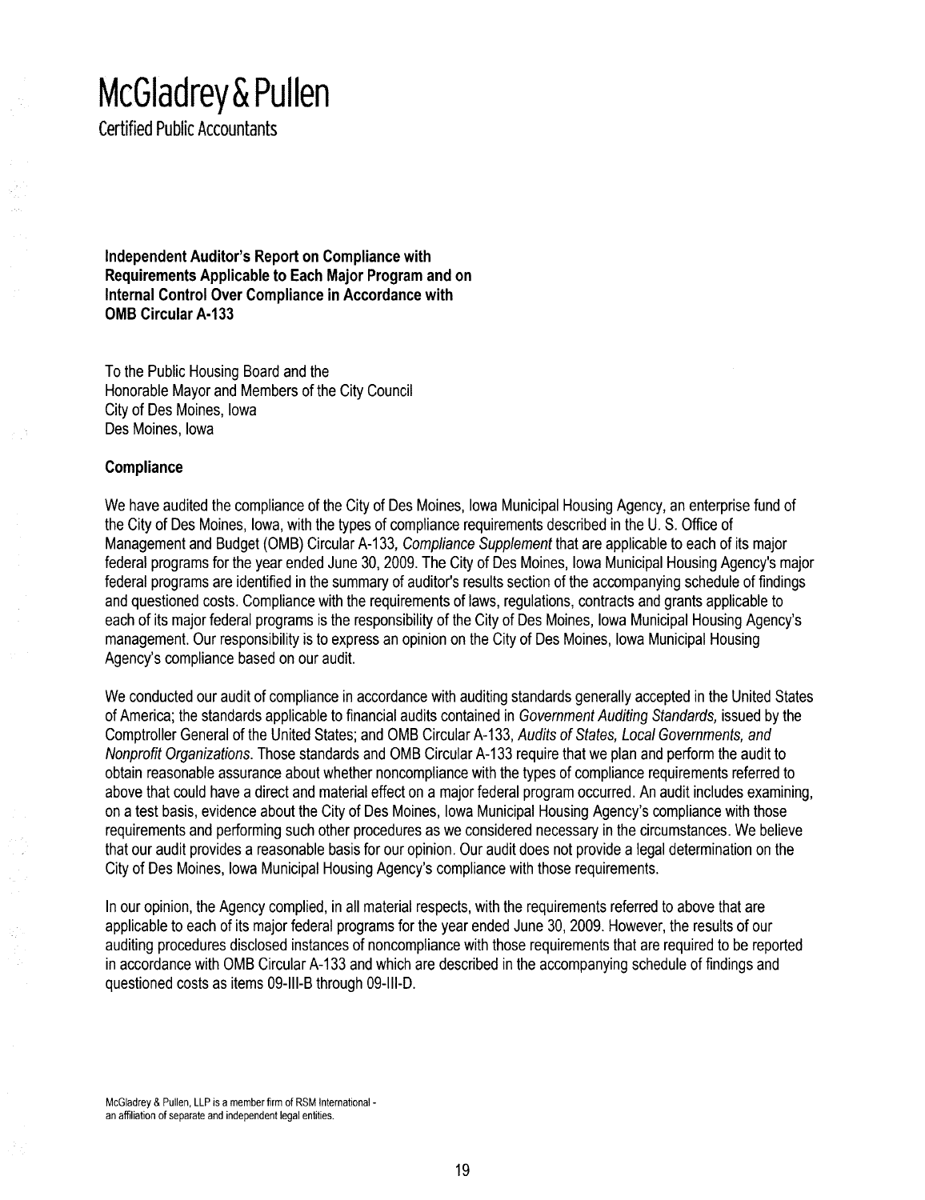# McGladrey & Pullen

Certified Public Accountants

**Independent Auditor's Report on Compliance with Requirements Applicable to Each Major Program and on Internal Control Over Compliance in Accordance with OMB Circular A-133**

To the Public Housing Board and the
Honorable Mayor and Members of the City Council
City of Des Moines, Iowa
Des Moines, Iowa

**Compliance**

We have audited the compliance of the City of Des Moines, Iowa Municipal Housing Agency, an enterprise fund of the City of Des Moines, Iowa, with the types of compliance requirements described in the U. S. Office of Management and Budget (OMB) Circular A-133, *Compliance Supplement* that are applicable to each of its major federal programs for the year ended June 30, 2009. The City of Des Moines, Iowa Municipal Housing Agency's major federal programs are identified in the summary of auditor's results section of the accompanying schedule of findings and questioned costs. Compliance with the requirements of laws, regulations, contracts and grants applicable to each of its major federal programs is the responsibility of the City of Des Moines, Iowa Municipal Housing Agency's management. Our responsibility is to express an opinion on the City of Des Moines, Iowa Municipal Housing Agency's compliance based on our audit.

We conducted our audit of compliance in accordance with auditing standards generally accepted in the United States of America; the standards applicable to financial audits contained in *Government Auditing Standards,* issued by the Comptroller General of the United States; and OMB Circular A-133, *Audits of States, Local Governments, and Nonprofit Organizations*. Those standards and OMB Circular A-133 require that we plan and perform the audit to obtain reasonable assurance about whether noncompliance with the types of compliance requirements referred to above that could have a direct and material effect on a major federal program occurred. An audit includes examining, on a test basis, evidence about the City of Des Moines, Iowa Municipal Housing Agency's compliance with those requirements and performing such other procedures as we considered necessary in the circumstances. We believe that our audit provides a reasonable basis for our opinion. Our audit does not provide a legal determination on the City of Des Moines, Iowa Municipal Housing Agency's compliance with those requirements.

In our opinion, the Agency complied, in all material respects, with the requirements referred to above that are applicable to each of its major federal programs for the year ended June 30, 2009. However, the results of our auditing procedures disclosed instances of noncompliance with those requirements that are required to be reported in accordance with OMB Circular A-133 and which are described in the accompanying schedule of findings and questioned costs as items 09-III-B through 09-III-D.

McGladrey & Pullen, LLP is a member firm of RSM International - an affiliation of separate and independent legal entities.